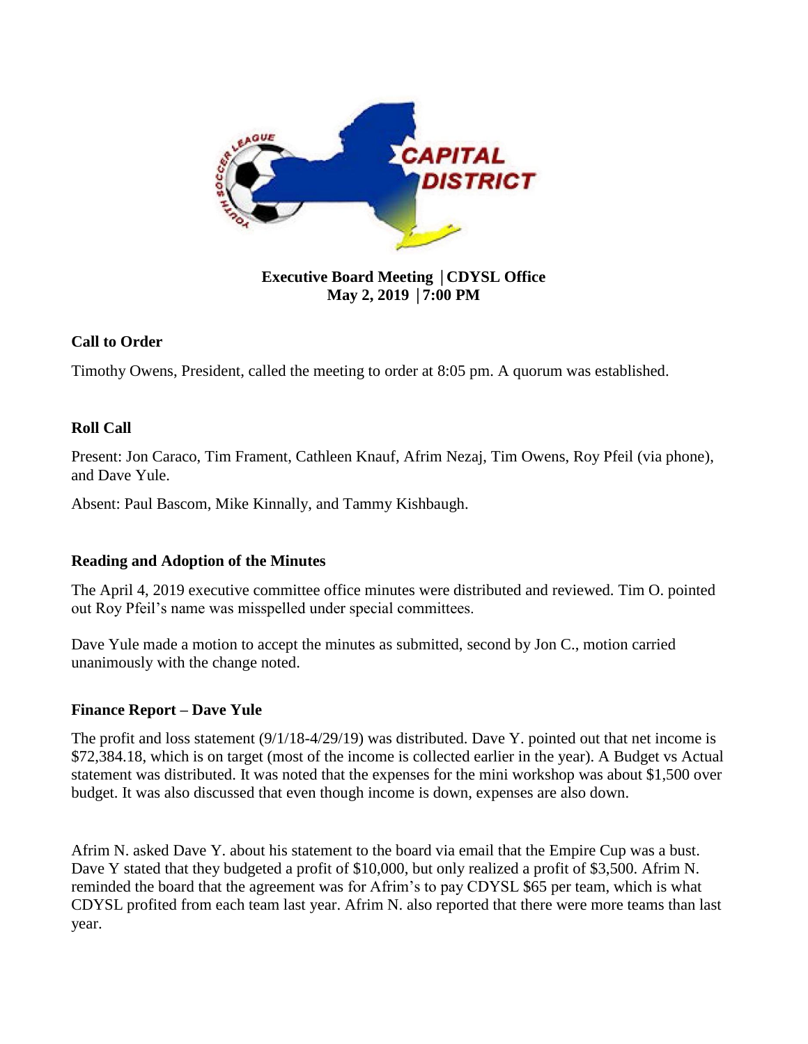**Executive Board Meeting |CDYSL Office**
**May 2, 2019 |7:00 PM**

## Call to Order

Timothy Owens, President, called the meeting to order at 8:05 pm. A quorum was established.

## Roll Call

Present: Jon Caraco, Tim Frament, Cathleen Knauf, Afrim Nezaj, Tim Owens, Roy Pfeil (via phone), and Dave Yule.

Absent: Paul Bascom, Mike Kinnally, and Tammy Kishbaugh.

## Reading and Adoption of the Minutes

The April 4, 2019 executive committee office minutes were distributed and reviewed. Tim O. pointed out Roy Pfeil's name was misspelled under special committees.

Dave Yule made a motion to accept the minutes as submitted, second by Jon C., motion carried unanimously with the change noted.

## Finance Report – Dave Yule

The profit and loss statement (9/1/18-4/29/19) was distributed. Dave Y. pointed out that net income is $72,384.18, which is on target (most of the income is collected earlier in the year). A Budget vs Actual statement was distributed. It was noted that the expenses for the mini workshop was about $1,500 over budget. It was also discussed that even though income is down, expenses are also down.

Afrim N. asked Dave Y. about his statement to the board via email that the Empire Cup was a bust. Dave Y stated that they budgeted a profit of $10,000, but only realized a profit of $3,500. Afrim N. reminded the board that the agreement was for Afrim's to pay CDYSL $65 per team, which is what CDYSL profited from each team last year. Afrim N. also reported that there were more teams than last year.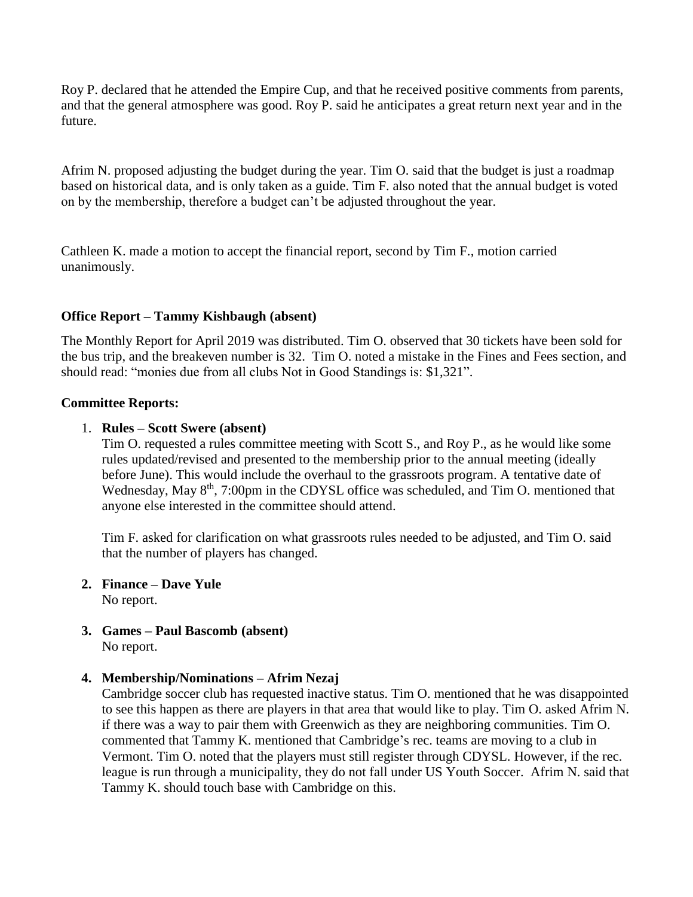Roy P. declared that he attended the Empire Cup, and that he received positive comments from parents, and that the general atmosphere was good. Roy P. said he anticipates a great return next year and in the future.

Afrim N. proposed adjusting the budget during the year. Tim O. said that the budget is just a roadmap based on historical data, and is only taken as a guide. Tim F. also noted that the annual budget is voted on by the membership, therefore a budget can't be adjusted throughout the year.

Cathleen K. made a motion to accept the financial report, second by Tim F., motion carried unanimously.

**Office Report – Tammy Kishbaugh (absent)**

The Monthly Report for April 2019 was distributed. Tim O. observed that 30 tickets have been sold for the bus trip, and the breakeven number is 32. Tim O. noted a mistake in the Fines and Fees section, and should read: "monies due from all clubs Not in Good Standings is: $1,321".

**Committee Reports:**

1. **Rules – Scott Swere (absent)**
   Tim O. requested a rules committee meeting with Scott S., and Roy P., as he would like some rules updated/revised and presented to the membership prior to the annual meeting (ideally before June). This would include the overhaul to the grassroots program. A tentative date of Wednesday, May 8th, 7:00pm in the CDYSL office was scheduled, and Tim O. mentioned that anyone else interested in the committee should attend.

   Tim F. asked for clarification on what grassroots rules needed to be adjusted, and Tim O. said that the number of players has changed.

2. **Finance – Dave Yule**
   No report.

3. **Games – Paul Bascomb (absent)**
   No report.

4. **Membership/Nominations – Afrim Nezaj**
   Cambridge soccer club has requested inactive status. Tim O. mentioned that he was disappointed to see this happen as there are players in that area that would like to play. Tim O. asked Afrim N. if there was a way to pair them with Greenwich as they are neighboring communities. Tim O. commented that Tammy K. mentioned that Cambridge's rec. teams are moving to a club in Vermont. Tim O. noted that the players must still register through CDYSL. However, if the rec. league is run through a municipality, they do not fall under US Youth Soccer. Afrim N. said that Tammy K. should touch base with Cambridge on this.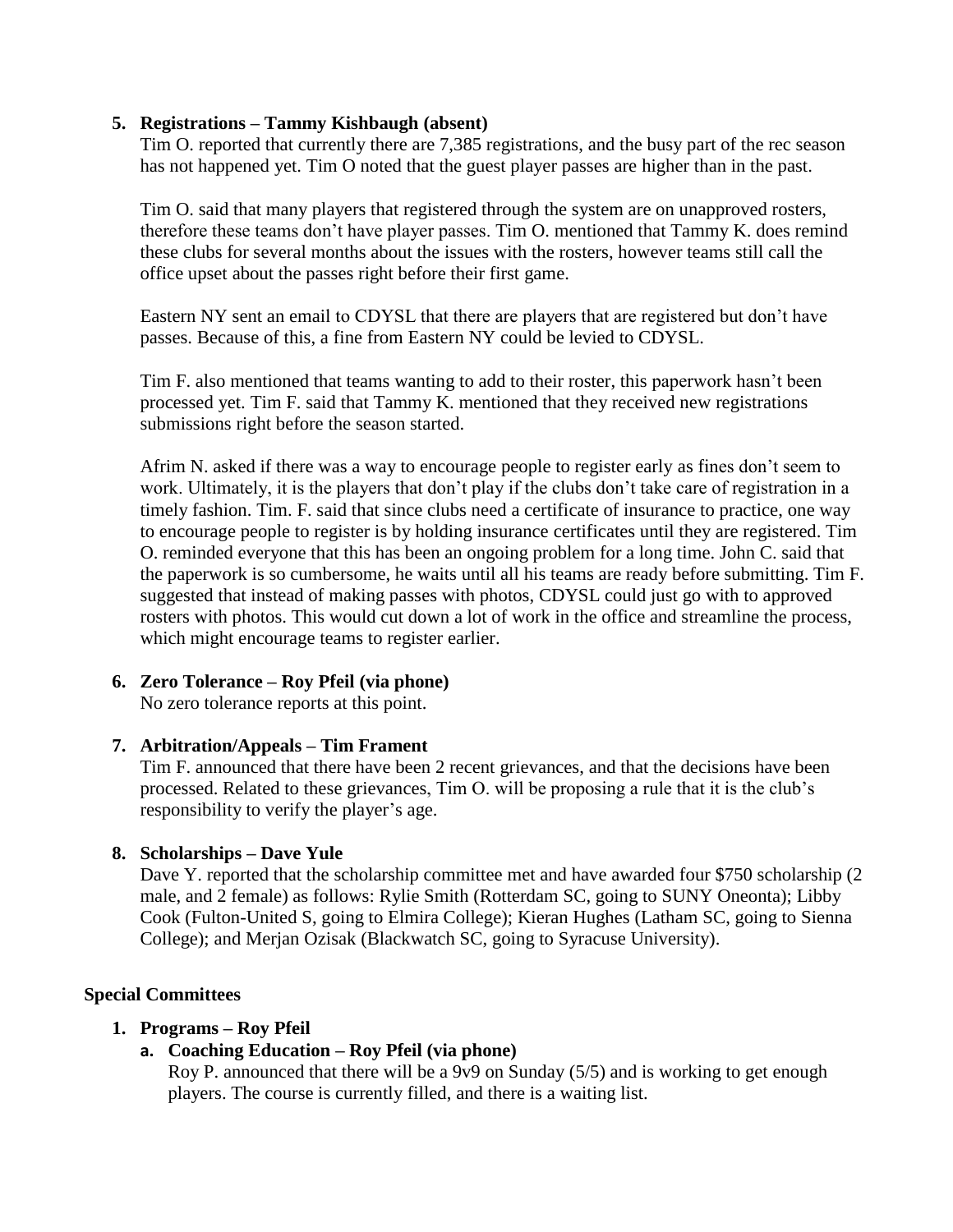5. **Registrations – Tammy Kishbaugh (absent)**

   Tim O. reported that currently there are 7,385 registrations, and the busy part of the rec season has not happened yet. Tim O noted that the guest player passes are higher than in the past.

   Tim O. said that many players that registered through the system are on unapproved rosters, therefore these teams don't have player passes. Tim O. mentioned that Tammy K. does remind these clubs for several months about the issues with the rosters, however teams still call the office upset about the passes right before their first game.

   Eastern NY sent an email to CDYSL that there are players that are registered but don't have passes. Because of this, a fine from Eastern NY could be levied to CDYSL.

   Tim F. also mentioned that teams wanting to add to their roster, this paperwork hasn't been processed yet. Tim F. said that Tammy K. mentioned that they received new registrations submissions right before the season started.

   Afrim N. asked if there was a way to encourage people to register early as fines don't seem to work. Ultimately, it is the players that don't play if the clubs don't take care of registration in a timely fashion. Tim. F. said that since clubs need a certificate of insurance to practice, one way to encourage people to register is by holding insurance certificates until they are registered. Tim O. reminded everyone that this has been an ongoing problem for a long time. John C. said that the paperwork is so cumbersome, he waits until all his teams are ready before submitting. Tim F. suggested that instead of making passes with photos, CDYSL could just go with to approved rosters with photos. This would cut down a lot of work in the office and streamline the process, which might encourage teams to register earlier.

6. **Zero Tolerance – Roy Pfeil (via phone)**

   No zero tolerance reports at this point.

7. **Arbitration/Appeals – Tim Frament**

   Tim F. announced that there have been 2 recent grievances, and that the decisions have been processed. Related to these grievances, Tim O. will be proposing a rule that it is the club's responsibility to verify the player's age.

8. **Scholarships – Dave Yule**

   Dave Y. reported that the scholarship committee met and have awarded four $750 scholarship (2 male, and 2 female) as follows: Rylie Smith (Rotterdam SC, going to SUNY Oneonta); Libby Cook (Fulton-United S, going to Elmira College); Kieran Hughes (Latham SC, going to Sienna College); and Merjan Ozisak (Blackwatch SC, going to Syracuse University).

**Special Committees**

1. **Programs – Roy Pfeil**
   a. **Coaching Education – Roy Pfeil (via phone)**

      Roy P. announced that there will be a 9v9 on Sunday (5/5) and is working to get enough players. The course is currently filled, and there is a waiting list.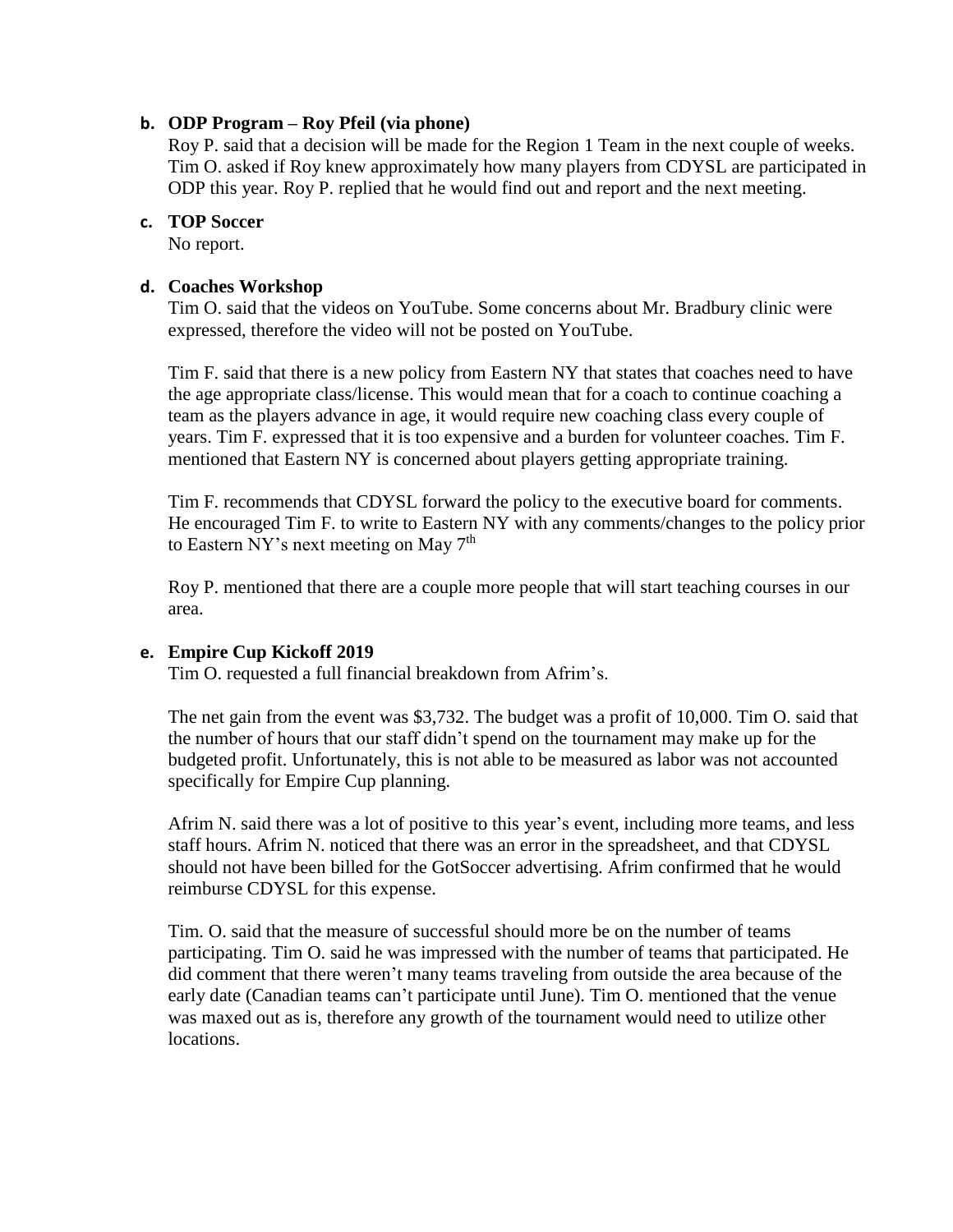**b. ODP Program – Roy Pfeil (via phone)**

Roy P. said that a decision will be made for the Region 1 Team in the next couple of weeks. Tim O. asked if Roy knew approximately how many players from CDYSL are participated in ODP this year. Roy P. replied that he would find out and report and the next meeting.

**c. TOP Soccer**

No report.

**d. Coaches Workshop**

Tim O. said that the videos on YouTube. Some concerns about Mr. Bradbury clinic were expressed, therefore the video will not be posted on YouTube.

Tim F. said that there is a new policy from Eastern NY that states that coaches need to have the age appropriate class/license. This would mean that for a coach to continue coaching a team as the players advance in age, it would require new coaching class every couple of years. Tim F. expressed that it is too expensive and a burden for volunteer coaches. Tim F. mentioned that Eastern NY is concerned about players getting appropriate training.

Tim F. recommends that CDYSL forward the policy to the executive board for comments. He encouraged Tim F. to write to Eastern NY with any comments/changes to the policy prior to Eastern NY's next meeting on May 7th

Roy P. mentioned that there are a couple more people that will start teaching courses in our area.

**e. Empire Cup Kickoff 2019**

Tim O. requested a full financial breakdown from Afrim's.

The net gain from the event was $3,732. The budget was a profit of 10,000. Tim O. said that the number of hours that our staff didn't spend on the tournament may make up for the budgeted profit. Unfortunately, this is not able to be measured as labor was not accounted specifically for Empire Cup planning.

Afrim N. said there was a lot of positive to this year's event, including more teams, and less staff hours. Afrim N. noticed that there was an error in the spreadsheet, and that CDYSL should not have been billed for the GotSoccer advertising. Afrim confirmed that he would reimburse CDYSL for this expense.

Tim. O. said that the measure of successful should more be on the number of teams participating. Tim O. said he was impressed with the number of teams that participated. He did comment that there weren't many teams traveling from outside the area because of the early date (Canadian teams can't participate until June). Tim O. mentioned that the venue was maxed out as is, therefore any growth of the tournament would need to utilize other locations.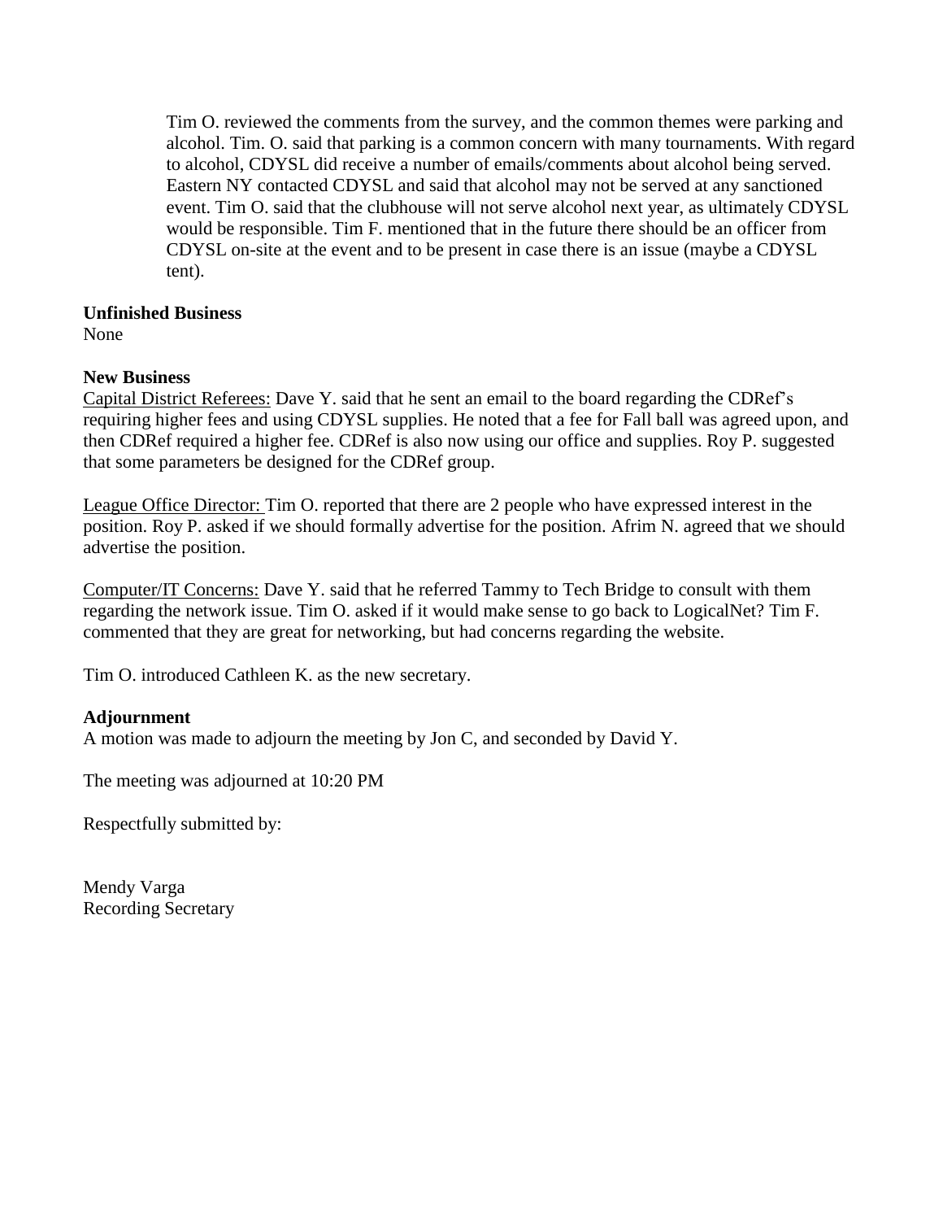Tim O. reviewed the comments from the survey, and the common themes were parking and alcohol. Tim. O. said that parking is a common concern with many tournaments. With regard to alcohol, CDYSL did receive a number of emails/comments about alcohol being served. Eastern NY contacted CDYSL and said that alcohol may not be served at any sanctioned event. Tim O. said that the clubhouse will not serve alcohol next year, as ultimately CDYSL would be responsible. Tim F. mentioned that in the future there should be an officer from CDYSL on-site at the event and to be present in case there is an issue (maybe a CDYSL tent).

**Unfinished Business**

None

**New Business**

Capital District Referees: Dave Y. said that he sent an email to the board regarding the CDRef's requiring higher fees and using CDYSL supplies. He noted that a fee for Fall ball was agreed upon, and then CDRef required a higher fee. CDRef is also now using our office and supplies. Roy P. suggested that some parameters be designed for the CDRef group.

League Office Director: Tim O. reported that there are 2 people who have expressed interest in the position. Roy P. asked if we should formally advertise for the position. Afrim N. agreed that we should advertise the position.

Computer/IT Concerns: Dave Y. said that he referred Tammy to Tech Bridge to consult with them regarding the network issue. Tim O. asked if it would make sense to go back to LogicalNet? Tim F. commented that they are great for networking, but had concerns regarding the website.

Tim O. introduced Cathleen K. as the new secretary.

**Adjournment**

A motion was made to adjourn the meeting by Jon C, and seconded by David Y.

The meeting was adjourned at 10:20 PM

Respectfully submitted by:

Mendy Varga
Recording Secretary